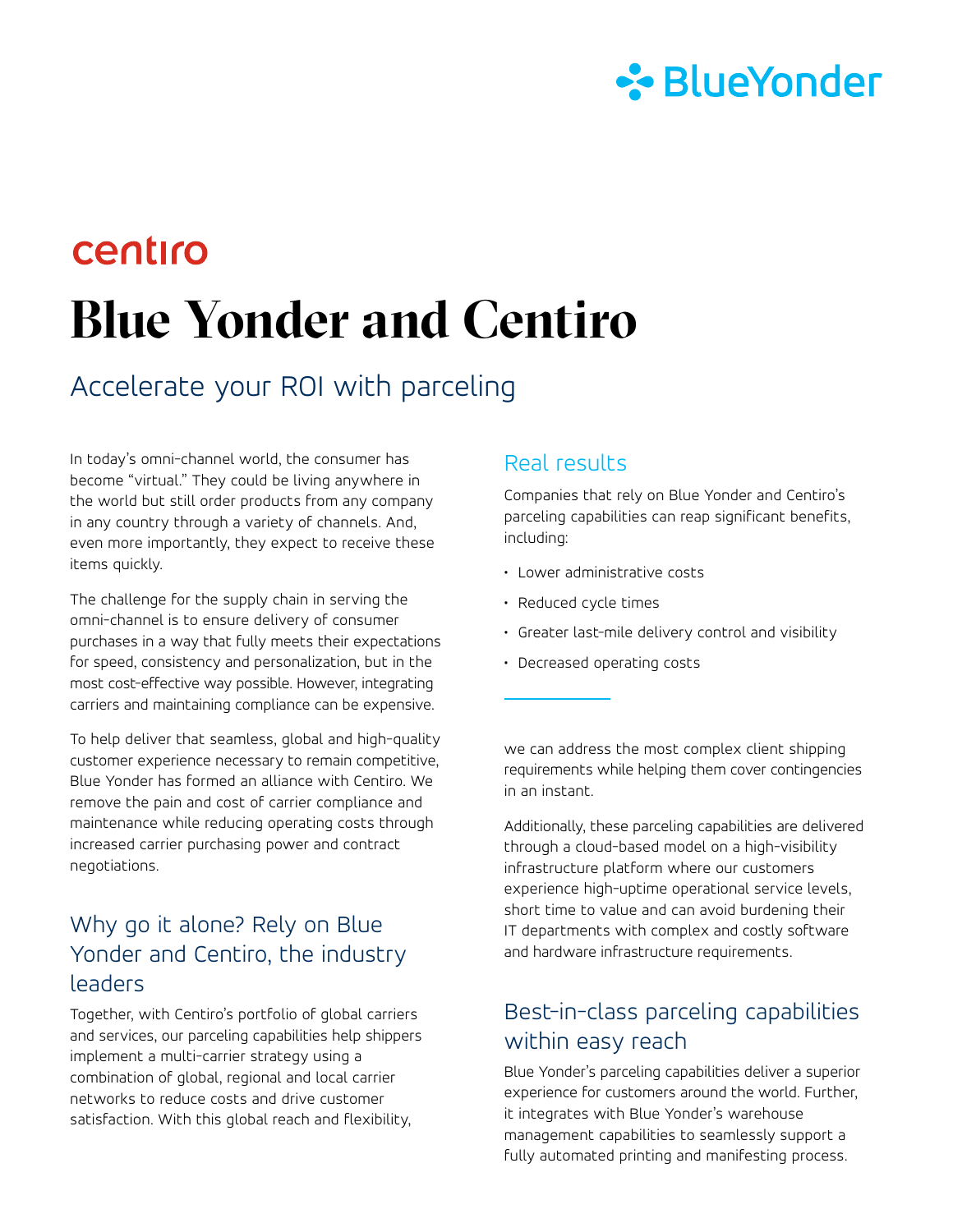centiro

# Blue Yonder and Centiro

## Accelerate your ROI with parceling

In today's omni-channel world, the consumer has become "virtual." They could be living anywhere in the world but still order products from any company in any country through a variety of channels. And, even more importantly, they expect to receive these items quickly.

The challenge for the supply chain in serving the omni-channel is to ensure delivery of consumer purchases in a way that fully meets their expectations for speed, consistency and personalization, but in the most cost-effective way possible. However, integrating carriers and maintaining compliance can be expensive.

To help deliver that seamless, global and high-quality customer experience necessary to remain competitive, Blue Yonder has formed an alliance with Centiro. We remove the pain and cost of carrier compliance and maintenance while reducing operating costs through increased carrier purchasing power and contract negotiations.

### Why go it alone? Rely on Blue Yonder and Centiro, the industry leaders

Together, with Centiro's portfolio of global carriers and services, our parceling capabilities help shippers implement a multi-carrier strategy using a combination of global, regional and local carrier networks to reduce costs and drive customer satisfaction. With this global reach and flexibility, we can address the most complex client shipping requirements while helping them cover contingencies in an instant.

Additionally, these parceling capabilities are delivered through a cloud-based model on a high-visibility infrastructure platform where our customers experience high-uptime operational service levels, short time to value and can avoid burdening their IT departments with complex and costly software and hardware infrastructure requirements.

### Real results

Companies that rely on Blue Yonder and Centiro's parceling capabilities can reap significant benefits, including:

- Lower administrative costs
- Reduced cycle times
- Greater last-mile delivery control and visibility
- Decreased operating costs

### Best-in-class parceling capabilities within easy reach

Blue Yonder's parceling capabilities deliver a superior experience for customers around the world. Further, it integrates with Blue Yonder's warehouse management capabilities to seamlessly support a fully automated printing and manifesting process.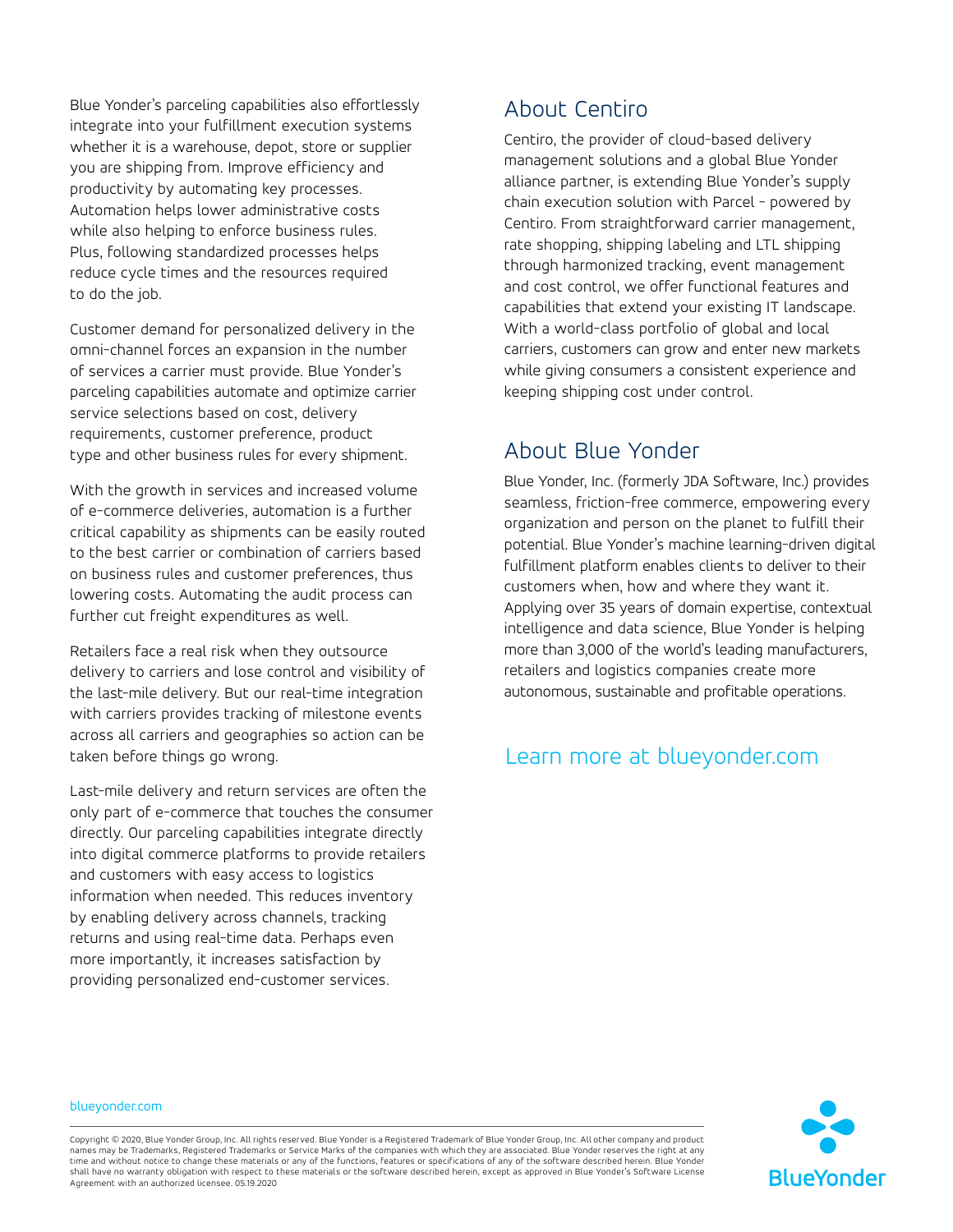Blue Yonder's parceling capabilities also effortlessly integrate into your fulfillment execution systems whether it is a warehouse, depot, store or supplier you are shipping from. Improve efficiency and productivity by automating key processes. Automation helps lower administrative costs while also helping to enforce business rules. Plus, following standardized processes helps reduce cycle times and the resources required to do the job.

Customer demand for personalized delivery in the omni-channel forces an expansion in the number of services a carrier must provide. Blue Yonder's parceling capabilities automate and optimize carrier service selections based on cost, delivery requirements, customer preference, product type and other business rules for every shipment.

With the growth in services and increased volume of e-commerce deliveries, automation is a further critical capability as shipments can be easily routed to the best carrier or combination of carriers based on business rules and customer preferences, thus lowering costs. Automating the audit process can further cut freight expenditures as well.

Retailers face a real risk when they outsource delivery to carriers and lose control and visibility of the last-mile delivery. But our real-time integration with carriers provides tracking of milestone events across all carriers and geographies so action can be taken before things go wrong.

Last-mile delivery and return services are often the only part of e-commerce that touches the consumer directly. Our parceling capabilities integrate directly into digital commerce platforms to provide retailers and customers with easy access to logistics information when needed. This reduces inventory by enabling delivery across channels, tracking returns and using real-time data. Perhaps even more importantly, it increases satisfaction by providing personalized end-customer services.

## About Centiro

Centiro, the provider of cloud-based delivery management solutions and a global Blue Yonder alliance partner, is extending Blue Yonder's supply chain execution solution with Parcel - powered by Centiro. From straightforward carrier management, rate shopping, shipping labeling and LTL shipping through harmonized tracking, event management and cost control, we offer functional features and capabilities that extend your existing IT landscape. With a world-class portfolio of global and local carriers, customers can grow and enter new markets while giving consumers a consistent experience and keeping shipping cost under control.

## About Blue Yonder

Blue Yonder, Inc. (formerly JDA Software, Inc.) provides seamless, friction-free commerce, empowering every organization and person on the planet to fulfill their potential. Blue Yonder's machine learning-driven digital fulfillment platform enables clients to deliver to their customers when, how and where they want it. Applying over 35 years of domain expertise, contextual intelligence and data science, Blue Yonder is helping more than 3,000 of the world's leading manufacturers, retailers and logistics companies create more autonomous, sustainable and profitable operations.

Learn more at blueyonder.com

blueyonder.com

Copyright © 2020, Blue Yonder Group, Inc. All rights reserved. Blue Yonder is a Registered Trademark of Blue Yonder Group, Inc. All other company and product names may be Trademarks, Registered Trademarks or Service Marks of the companies with which they are associated. Blue Yonder reserves the right at any time and without notice to change these materials or any of the functions, features or specifications of any of the software described herein. Blue Yonder shall have no warranty obligation with respect to these materials or the software described herein, except as approved in Blue Yonder's Software License Agreement with an authorized licensee. 05.19.2020

BlueYonder